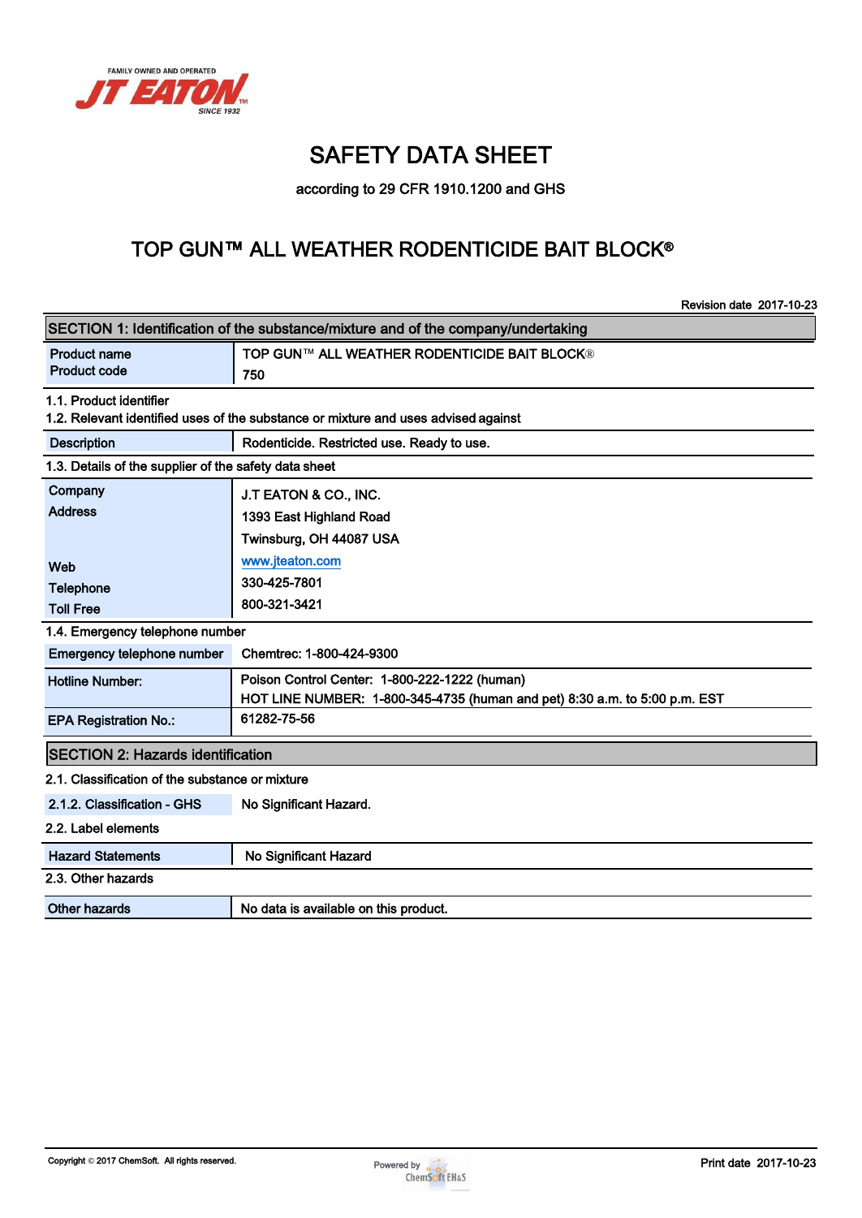FAMILY OWNED AND OPERATED
JT EATON™
SINCE 1932

# SAFETY DATA SHEET

according to 29 CFR 1910.1200 and GHS

# TOP GUN™ ALL WEATHER RODENTICIDE BAIT BLOCK®

Revision date 2017-10-23

## SECTION 1: Identification of the substance/mixture and of the company/undertaking

| Product name | TOP GUN™ ALL WEATHER RODENTICIDE BAIT BLOCK® |
|---|---|
| Product code | 750 |

1.1. Product identifier

1.2. Relevant identified uses of the substance or mixture and uses advised against

| Description | Rodenticide. Restricted use. Ready to use. |
|---|---|

1.3. Details of the supplier of the safety data sheet

| Company | J.T EATON & CO., INC. |
|---|---|
| Address | 1393 East Highland Road<br>Twinsburg, OH 44087 USA |
| Web | www.jteaton.com |
| Telephone | 330-425-7801 |
| Toll Free | 800-321-3421 |

1.4. Emergency telephone number

| Emergency telephone number | Chemtrec: 1-800-424-9300 |
|---|---|
| Hotline Number: | Poison Control Center: 1-800-222-1222 (human)<br>HOT LINE NUMBER: 1-800-345-4735 (human and pet) 8:30 a.m. to 5:00 p.m. EST |
| EPA Registration No.: | 61282-75-56 |

## SECTION 2: Hazards identification

2.1. Classification of the substance or mixture

| 2.1.2. Classification - GHS | No Significant Hazard. |
|---|---|

2.2. Label elements

| Hazard Statements | No Significant Hazard |
|---|---|

2.3. Other hazards

| Other hazards | No data is available on this product. |
|---|---|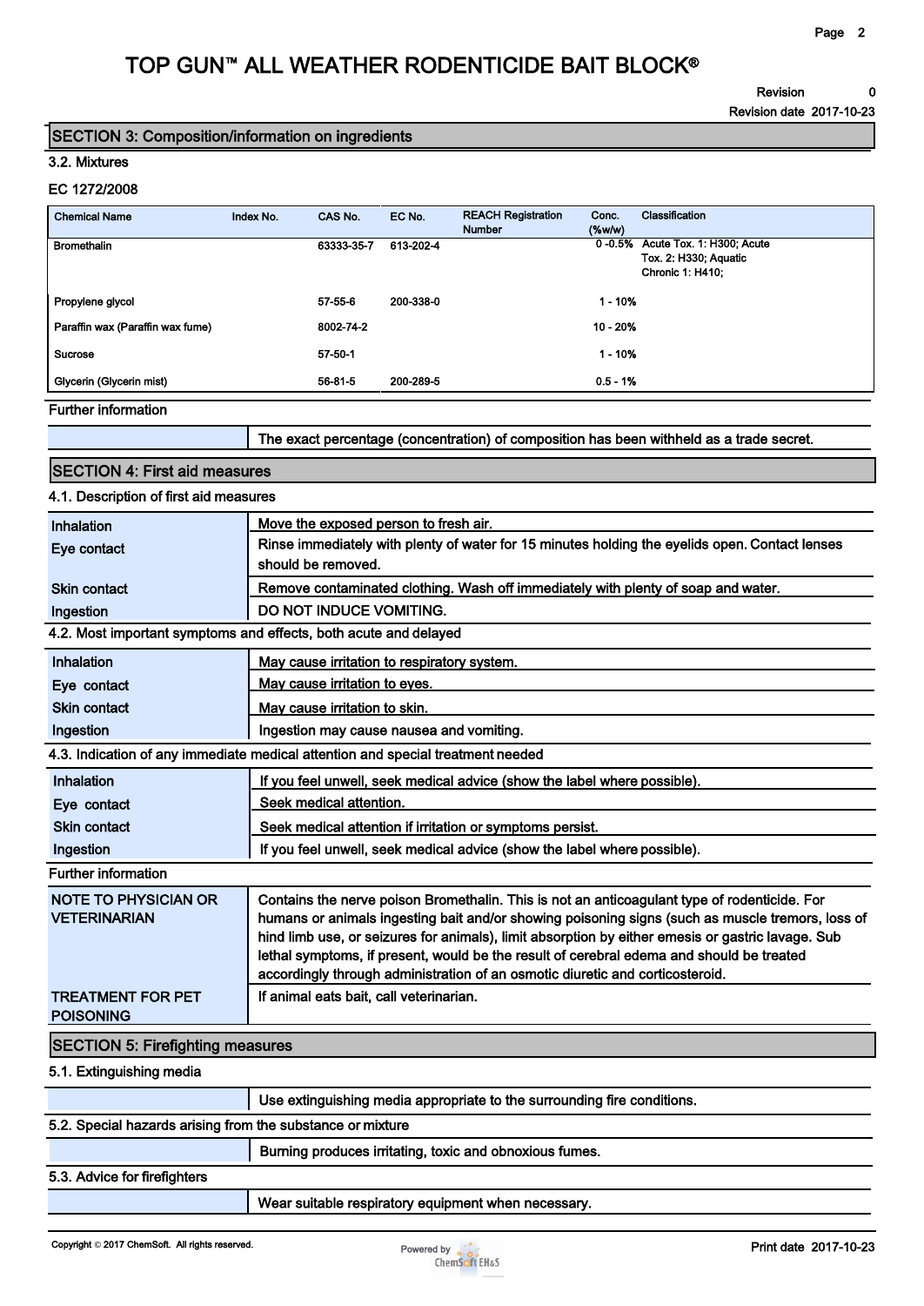## SECTION 3: Composition/information on ingredients

### 3.2. Mixtures

EC 1272/2008

| Chemical Name | Index No. | CAS No. | EC No. | REACH Registration Number | Conc. (%w/w) | Classification |
|---|---|---|---|---|---|---|
| Bromethalin | | 63333-35-7 | 613-202-4 | | 0 -0.5% | Acute Tox. 1: H300; Acute Tox. 2: H330; Aquatic Chronic 1: H410; |
| Propylene glycol | | 57-55-6 | 200-338-0 | | 1 - 10% | |
| Paraffin wax (Paraffin wax fume) | | 8002-74-2 | | | 10 - 20% | |
| Sucrose | | 57-50-1 | | | 1 - 10% | |
| Glycerin (Glycerin mist) | | 56-81-5 | 200-289-5 | | 0.5 - 1% | |

**Further information**

| | |
|---|---|
| | The exact percentage (concentration) of composition has been withheld as a trade secret. |

## SECTION 4: First aid measures

### 4.1. Description of first aid measures

| | |
|---|---|
| Inhalation | Move the exposed person to fresh air. |
| Eye contact | Rinse immediately with plenty of water for 15 minutes holding the eyelids open. Contact lenses should be removed. |
| Skin contact | Remove contaminated clothing. Wash off immediately with plenty of soap and water. |
| Ingestion | DO NOT INDUCE VOMITING. |

### 4.2. Most important symptoms and effects, both acute and delayed

| | |
|---|---|
| Inhalation | May cause irritation to respiratory system. |
| Eye contact | May cause irritation to eyes. |
| Skin contact | May cause irritation to skin. |
| Ingestion | Ingestion may cause nausea and vomiting. |

### 4.3. Indication of any immediate medical attention and special treatment needed

| | |
|---|---|
| Inhalation | If you feel unwell, seek medical advice (show the label where possible). |
| Eye contact | Seek medical attention. |
| Skin contact | Seek medical attention if irritation or symptoms persist. |
| Ingestion | If you feel unwell, seek medical advice (show the label where possible). |

**Further information**

| | |
|---|---|
| NOTE TO PHYSICIAN OR VETERINARIAN | Contains the nerve poison Bromethalin. This is not an anticoagulant type of rodenticide. For humans or animals ingesting bait and/or showing poisoning signs (such as muscle tremors, loss of hind limb use, or seizures for animals), limit absorption by either emesis or gastric lavage. Sub lethal symptoms, if present, would be the result of cerebral edema and should be treated accordingly through administration of an osmotic diuretic and corticosteroid. |
| TREATMENT FOR PET POISONING | If animal eats bait, call veterinarian. |

## SECTION 5: Firefighting measures

### 5.1. Extinguishing media

| | |
|---|---|
| | Use extinguishing media appropriate to the surrounding fire conditions. |

### 5.2. Special hazards arising from the substance or mixture

| | |
|---|---|
| | Burning produces irritating, toxic and obnoxious fumes. |

### 5.3. Advice for firefighters

| | |
|---|---|
| | Wear suitable respiratory equipment when necessary. |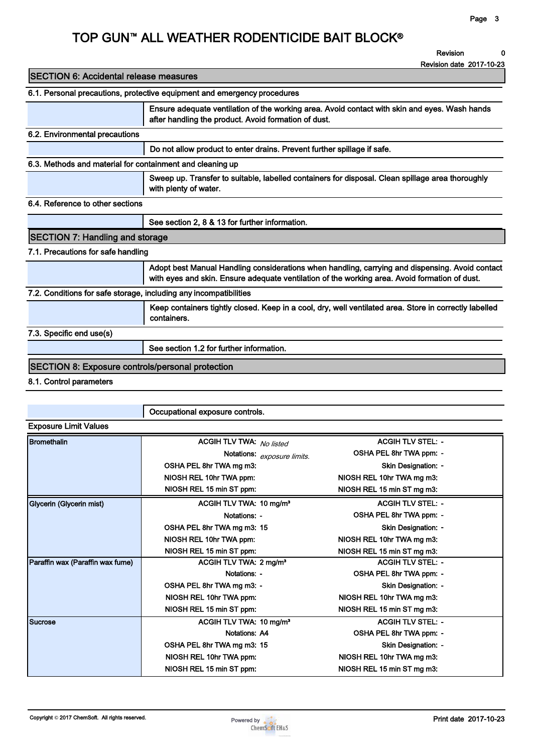## SECTION 6: Accidental release measures

### 6.1. Personal precautions, protective equipment and emergency procedures

Ensure adequate ventilation of the working area. Avoid contact with skin and eyes. Wash hands after handling the product. Avoid formation of dust.

### 6.2. Environmental precautions

Do not allow product to enter drains. Prevent further spillage if safe.

### 6.3. Methods and material for containment and cleaning up

Sweep up. Transfer to suitable, labelled containers for disposal. Clean spillage area thoroughly with plenty of water.

### 6.4. Reference to other sections

See section 2, 8 & 13 for further information.

## SECTION 7: Handling and storage

### 7.1. Precautions for safe handling

Adopt best Manual Handling considerations when handling, carrying and dispensing. Avoid contact with eyes and skin. Ensure adequate ventilation of the working area. Avoid formation of dust.

### 7.2. Conditions for safe storage, including any incompatibilities

Keep containers tightly closed. Keep in a cool, dry, well ventilated area. Store in correctly labelled containers.

### 7.3. Specific end use(s)

See section 1.2 for further information.

## SECTION 8: Exposure controls/personal protection

### 8.1. Control parameters

Occupational exposure controls.

**Exposure Limit Values**

| Substance | Parameter | Value | Parameter | Value |
|---|---|---|---|---|
| Bromethalin | ACGIH TLV TWA: | *No listed exposure limits.* | ACGIH TLV STEL: | - |
| | Notations: | | OSHA PEL 8hr TWA ppm: | - |
| | OSHA PEL 8hr TWA mg m3: | | Skin Designation: | - |
| | NIOSH REL 10hr TWA ppm: | | NIOSH REL 10hr TWA mg m3: | |
| | NIOSH REL 15 min ST ppm: | | NIOSH REL 15 min ST mg m3: | |
| Glycerin (Glycerin mist) | ACGIH TLV TWA: | 10 mg/m³ | ACGIH TLV STEL: | - |
| | Notations: | - | OSHA PEL 8hr TWA ppm: | - |
| | OSHA PEL 8hr TWA mg m3: | 15 | Skin Designation: | - |
| | NIOSH REL 10hr TWA ppm: | | NIOSH REL 10hr TWA mg m3: | |
| | NIOSH REL 15 min ST ppm: | | NIOSH REL 15 min ST mg m3: | |
| Paraffin wax (Paraffin wax fume) | ACGIH TLV TWA: | 2 mg/m³ | ACGIH TLV STEL: | - |
| | Notations: | - | OSHA PEL 8hr TWA ppm: | - |
| | OSHA PEL 8hr TWA mg m3: | - | Skin Designation: | - |
| | NIOSH REL 10hr TWA ppm: | | NIOSH REL 10hr TWA mg m3: | |
| | NIOSH REL 15 min ST ppm: | | NIOSH REL 15 min ST mg m3: | |
| Sucrose | ACGIH TLV TWA: | 10 mg/m³ | ACGIH TLV STEL: | - |
| | Notations: | A4 | OSHA PEL 8hr TWA ppm: | - |
| | OSHA PEL 8hr TWA mg m3: | 15 | Skin Designation: | - |
| | NIOSH REL 10hr TWA ppm: | | NIOSH REL 10hr TWA mg m3: | |
| | NIOSH REL 15 min ST ppm: | | NIOSH REL 15 min ST mg m3: | |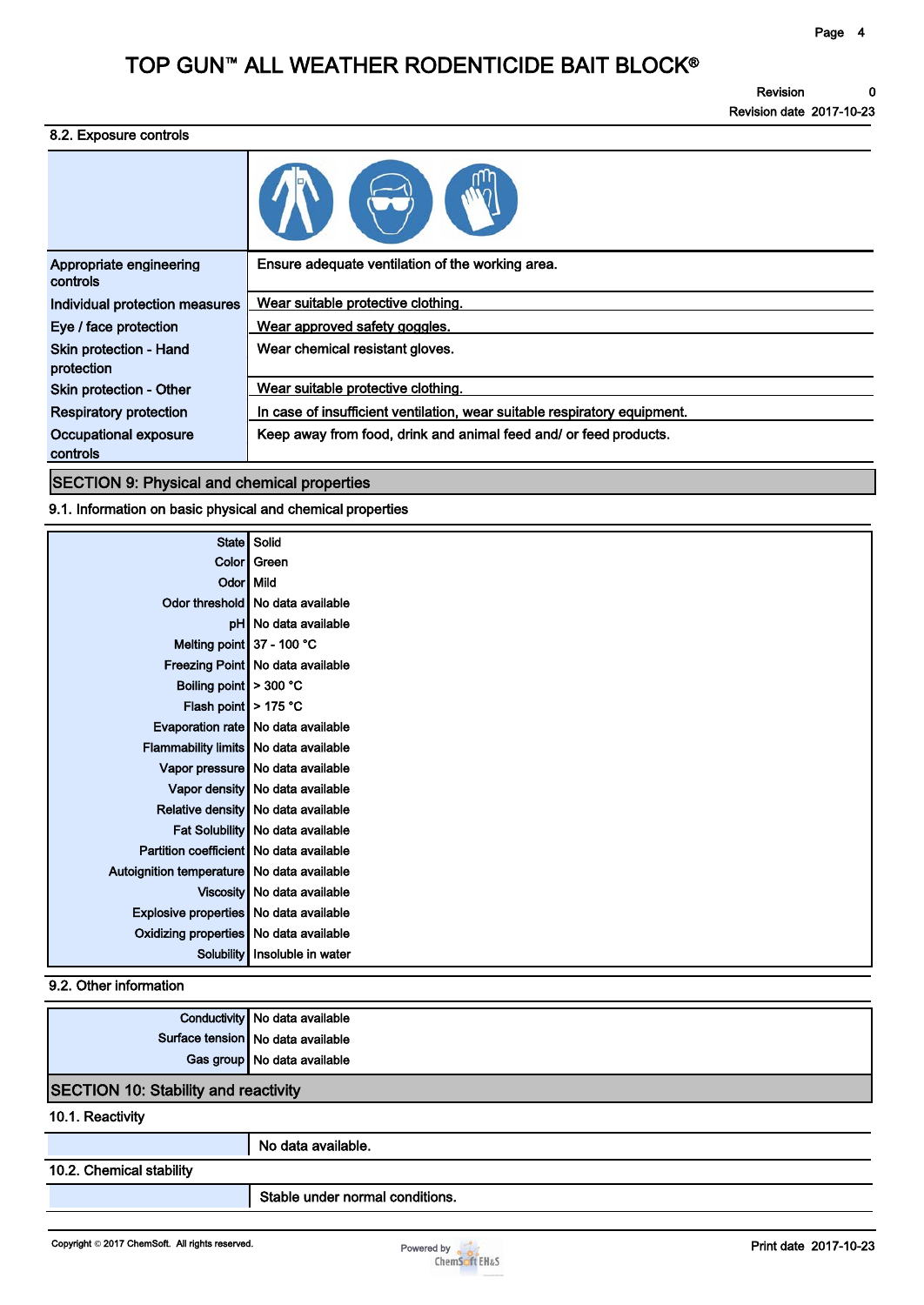### 8.2. Exposure controls

| | |
|---|---|
| Appropriate engineering controls | Ensure adequate ventilation of the working area. |
| Individual protection measures | Wear suitable protective clothing. |
| Eye / face protection | Wear approved safety goggles. |
| Skin protection - Hand protection | Wear chemical resistant gloves. |
| Skin protection - Other | Wear suitable protective clothing. |
| Respiratory protection | In case of insufficient ventilation, wear suitable respiratory equipment. |
| Occupational exposure controls | Keep away from food, drink and animal feed and/ or feed products. |

## SECTION 9: Physical and chemical properties

### 9.1. Information on basic physical and chemical properties

| | |
|---|---|
| State | Solid |
| Color | Green |
| Odor | Mild |
| Odor threshold | No data available |
| pH | No data available |
| Melting point | 37 - 100 °C |
| Freezing Point | No data available |
| Boiling point | > 300 °C |
| Flash point | > 175 °C |
| Evaporation rate | No data available |
| Flammability limits | No data available |
| Vapor pressure | No data available |
| Vapor density | No data available |
| Relative density | No data available |
| Fat Solubility | No data available |
| Partition coefficient | No data available |
| Autoignition temperature | No data available |
| Viscosity | No data available |
| Explosive properties | No data available |
| Oxidizing properties | No data available |
| Solubility | Insoluble in water |

### 9.2. Other information

| | |
|---|---|
| Conductivity | No data available |
| Surface tension | No data available |
| Gas group | No data available |

## SECTION 10: Stability and reactivity

### 10.1. Reactivity

No data available.

### 10.2. Chemical stability

Stable under normal conditions.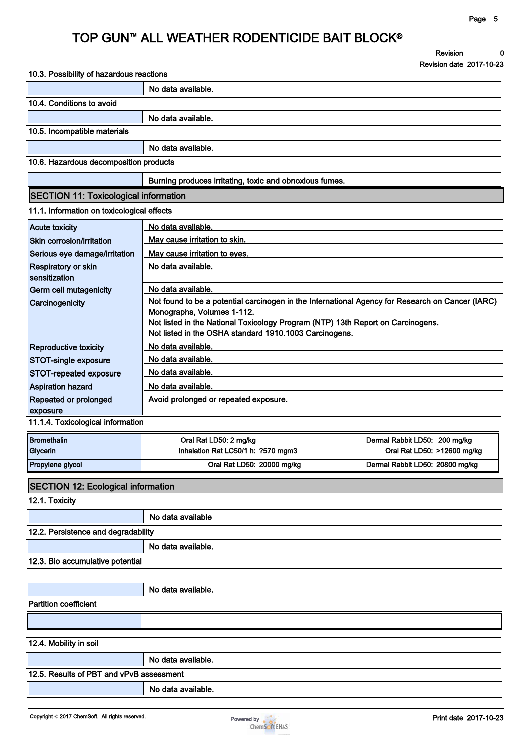### 10.3. Possibility of hazardous reactions

| | |
|---|---|
| | No data available. |

### 10.4. Conditions to avoid

| | |
|---|---|
| | No data available. |

### 10.5. Incompatible materials

| | |
|---|---|
| | No data available. |

### 10.6. Hazardous decomposition products

| | |
|---|---|
| | Burning produces irritating, toxic and obnoxious fumes. |

## SECTION 11: Toxicological information

### 11.1. Information on toxicological effects

| | |
|---|---|
| Acute toxicity | No data available. |
| Skin corrosion/irritation | May cause irritation to skin. |
| Serious eye damage/irritation | May cause irritation to eyes. |
| Respiratory or skin sensitization | No data available. |
| Germ cell mutagenicity | No data available. |
| Carcinogenicity | Not found to be a potential carcinogen in the International Agency for Research on Cancer (IARC) Monographs, Volumes 1-112.<br>Not listed in the National Toxicology Program (NTP) 13th Report on Carcinogens.<br>Not listed in the OSHA standard 1910.1003 Carcinogens. |
| Reproductive toxicity | No data available. |
| STOT-single exposure | No data available. |
| STOT-repeated exposure | No data available. |
| Aspiration hazard | No data available. |
| Repeated or prolonged exposure | Avoid prolonged or repeated exposure. |

### 11.1.4. Toxicological information

| | | |
|---|---|---|
| Bromethalin | Oral Rat LD50: 2 mg/kg | Dermal Rabbit LD50: 200 mg/kg |
| Glycerin | Inhalation Rat LC50/1 h: ?570 mgm3 | Oral Rat LD50: >12600 mg/kg |
| Propylene glycol | Oral Rat LD50: 20000 mg/kg | Dermal Rabbit LD50: 20800 mg/kg |

## SECTION 12: Ecological information

### 12.1. Toxicity

| | |
|---|---|
| | No data available |

### 12.2. Persistence and degradability

| | |
|---|---|
| | No data available. |

### 12.3. Bio accumulative potential

| | |
|---|---|
| | No data available. |

**Partition coefficient**

| | |
|---|---|
| | |

### 12.4. Mobility in soil

| | |
|---|---|
| | No data available. |

### 12.5. Results of PBT and vPvB assessment

| | |
|---|---|
| | No data available. |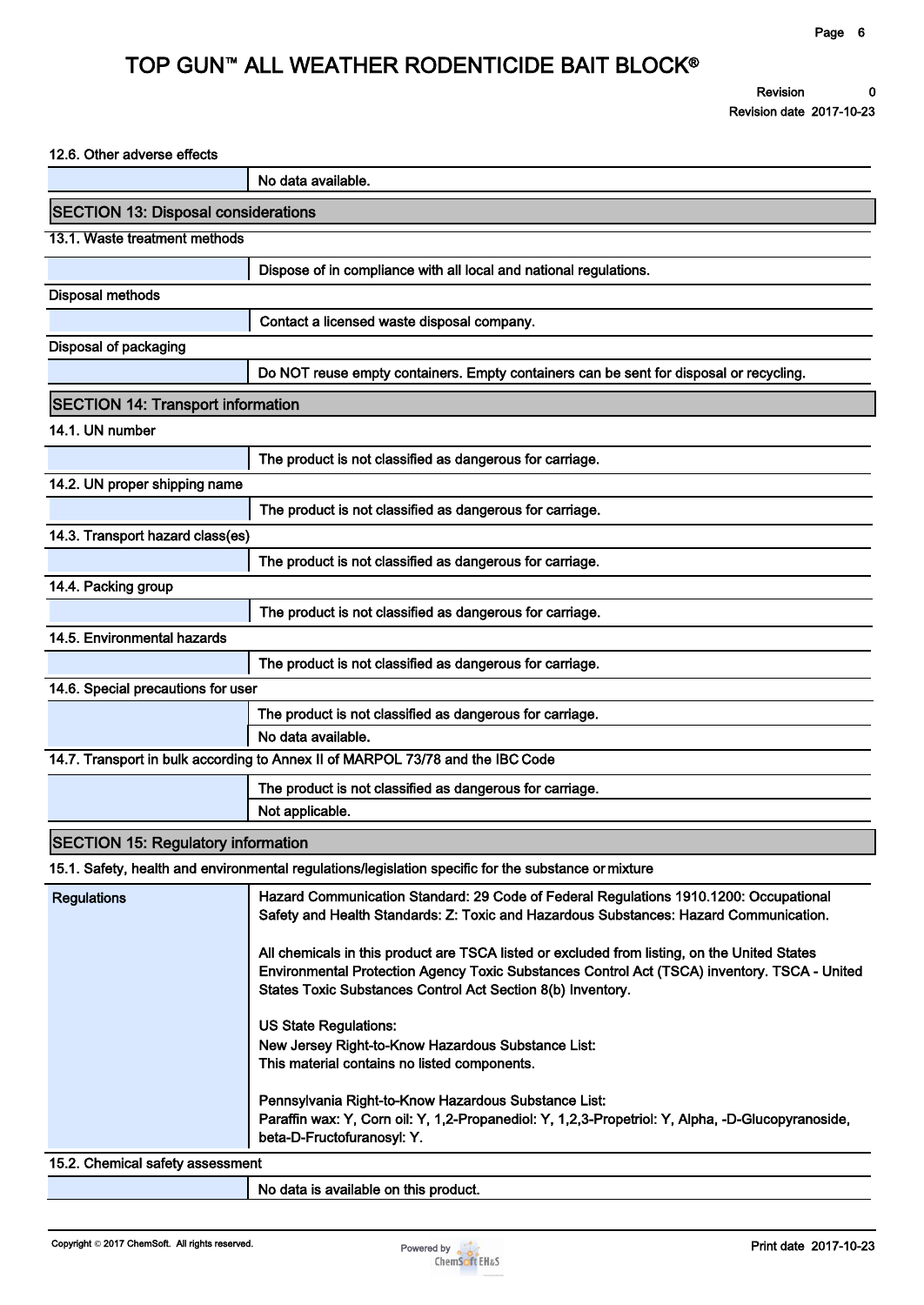#### 12.6. Other adverse effects

| | |
|---|---|
| | No data available. |

## SECTION 13: Disposal considerations

#### 13.1. Waste treatment methods

| | |
|---|---|
| | Dispose of in compliance with all local and national regulations. |

#### Disposal methods

| | |
|---|---|
| | Contact a licensed waste disposal company. |

#### Disposal of packaging

| | |
|---|---|
| | Do NOT reuse empty containers. Empty containers can be sent for disposal or recycling. |

## SECTION 14: Transport information

#### 14.1. UN number

| | |
|---|---|
| | The product is not classified as dangerous for carriage. |

#### 14.2. UN proper shipping name

| | |
|---|---|
| | The product is not classified as dangerous for carriage. |

#### 14.3. Transport hazard class(es)

| | |
|---|---|
| | The product is not classified as dangerous for carriage. |

#### 14.4. Packing group

| | |
|---|---|
| | The product is not classified as dangerous for carriage. |

#### 14.5. Environmental hazards

| | |
|---|---|
| | The product is not classified as dangerous for carriage. |

#### 14.6. Special precautions for user

| | |
|---|---|
| | The product is not classified as dangerous for carriage. |
| | No data available. |

#### 14.7. Transport in bulk according to Annex II of MARPOL 73/78 and the IBC Code

| | |
|---|---|
| | The product is not classified as dangerous for carriage. |
| | Not applicable. |

## SECTION 15: Regulatory information

#### 15.1. Safety, health and environmental regulations/legislation specific for the substance or mixture

| | |
|---|---|
| Regulations | Hazard Communication Standard: 29 Code of Federal Regulations 1910.1200: Occupational Safety and Health Standards: Z: Toxic and Hazardous Substances: Hazard Communication.<br><br>All chemicals in this product are TSCA listed or excluded from listing, on the United States Environmental Protection Agency Toxic Substances Control Act (TSCA) inventory. TSCA - United States Toxic Substances Control Act Section 8(b) Inventory.<br><br>US State Regulations:<br>New Jersey Right-to-Know Hazardous Substance List:<br>This material contains no listed components.<br><br>Pennsylvania Right-to-Know Hazardous Substance List:<br>Paraffin wax: Y, Corn oil: Y, 1,2-Propanediol: Y, 1,2,3-Propetriol: Y, Alpha, -D-Glucopyranoside, beta-D-Fructofuranosyl: Y. |

#### 15.2. Chemical safety assessment

| | |
|---|---|
| | No data is available on this product. |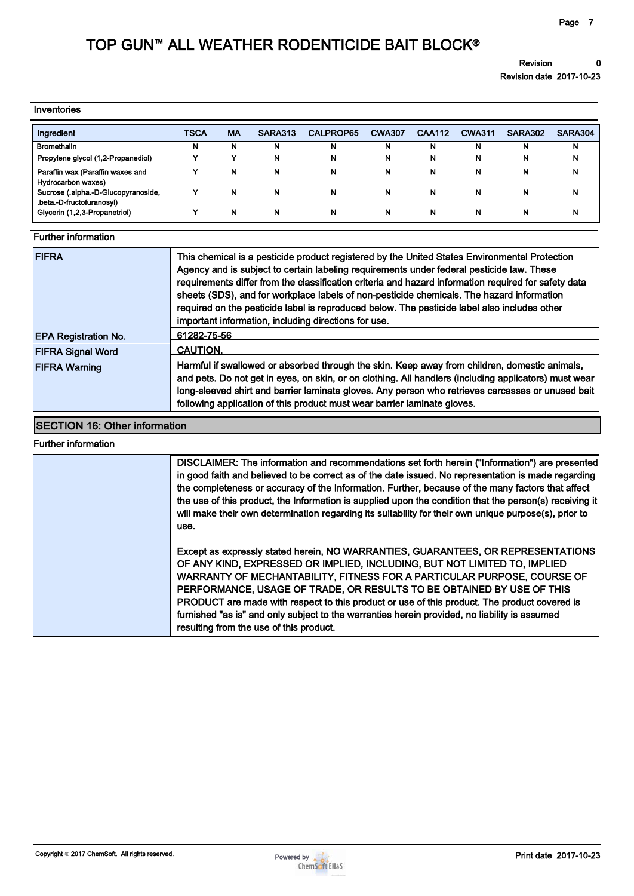### Inventories

| Ingredient | TSCA | MA | SARA313 | CALPROP65 | CWA307 | CAA112 | CWA311 | SARA302 | SARA304 |
|---|---|---|---|---|---|---|---|---|---|
| Bromethalin | N | N | N | N | N | N | N | N | N |
| Propylene glycol (1,2-Propanediol) | Y | Y | N | N | N | N | N | N | N |
| Paraffin wax (Paraffin waxes and Hydrocarbon waxes) | Y | N | N | N | N | N | N | N | N |
| Sucrose (.alpha.-D-Glucopyranoside, .beta.-D-fructofuranosyl) | Y | N | N | N | N | N | N | N | N |
| Glycerin (1,2,3-Propanetriol) | Y | N | N | N | N | N | N | N | N |

### Further information

| | |
|---|---|
| FIFRA | This chemical is a pesticide product registered by the United States Environmental Protection Agency and is subject to certain labeling requirements under federal pesticide law. These requirements differ from the classification criteria and hazard information required for safety data sheets (SDS), and for workplace labels of non-pesticide chemicals. The hazard information required on the pesticide label is reproduced below. The pesticide label also includes other important information, including directions for use. |
| EPA Registration No. | 61282-75-56 |
| FIFRA Signal Word | CAUTION. |
| FIFRA Warning | Harmful if swallowed or absorbed through the skin. Keep away from children, domestic animals, and pets. Do not get in eyes, on skin, or on clothing. All handlers (including applicators) must wear long-sleeved shirt and barrier laminate gloves. Any person who retrieves carcasses or unused bait following application of this product must wear barrier laminate gloves. |

## SECTION 16: Other information

### Further information

DISCLAIMER: The information and recommendations set forth herein ("Information") are presented in good faith and believed to be correct as of the date issued. No representation is made regarding the completeness or accuracy of the Information. Further, because of the many factors that affect the use of this product, the Information is supplied upon the condition that the person(s) receiving it will make their own determination regarding its suitability for their own unique purpose(s), prior to use.

Except as expressly stated herein, NO WARRANTIES, GUARANTEES, OR REPRESENTATIONS OF ANY KIND, EXPRESSED OR IMPLIED, INCLUDING, BUT NOT LIMITED TO, IMPLIED WARRANTY OF MECHANTABILITY, FITNESS FOR A PARTICULAR PURPOSE, COURSE OF PERFORMANCE, USAGE OF TRADE, OR RESULTS TO BE OBTAINED BY USE OF THIS PRODUCT are made with respect to this product or use of this product. The product covered is furnished "as is" and only subject to the warranties herein provided, no liability is assumed resulting from the use of this product.